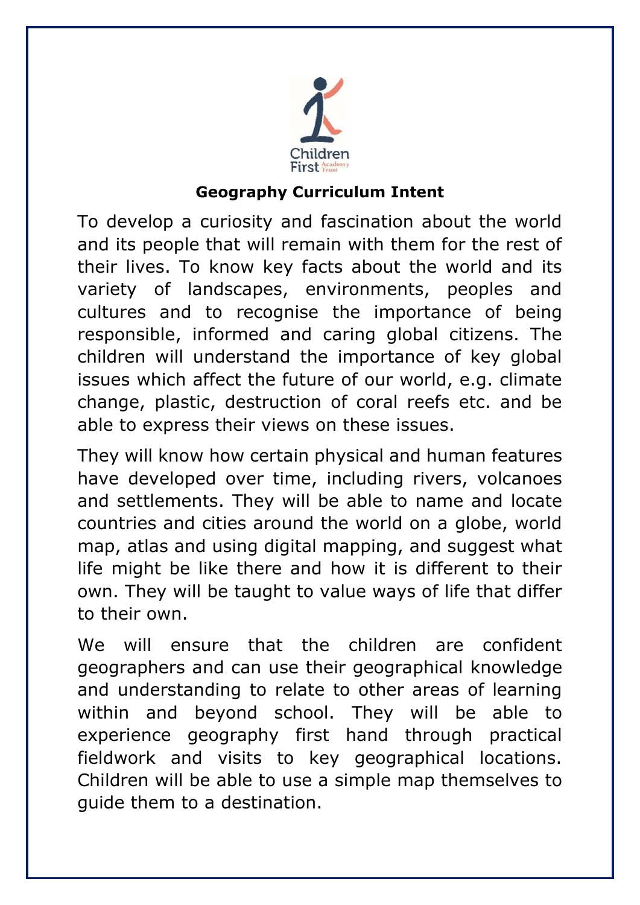Children First Academy Trust

**Geography Curriculum Intent**

To develop a curiosity and fascination about the world and its people that will remain with them for the rest of their lives. To know key facts about the world and its variety of landscapes, environments, peoples and cultures and to recognise the importance of being responsible, informed and caring global citizens. The children will understand the importance of key global issues which affect the future of our world, e.g. climate change, plastic, destruction of coral reefs etc. and be able to express their views on these issues.

They will know how certain physical and human features have developed over time, including rivers, volcanoes and settlements. They will be able to name and locate countries and cities around the world on a globe, world map, atlas and using digital mapping, and suggest what life might be like there and how it is different to their own. They will be taught to value ways of life that differ to their own.

We will ensure that the children are confident geographers and can use their geographical knowledge and understanding to relate to other areas of learning within and beyond school. They will be able to experience geography first hand through practical fieldwork and visits to key geographical locations. Children will be able to use a simple map themselves to guide them to a destination.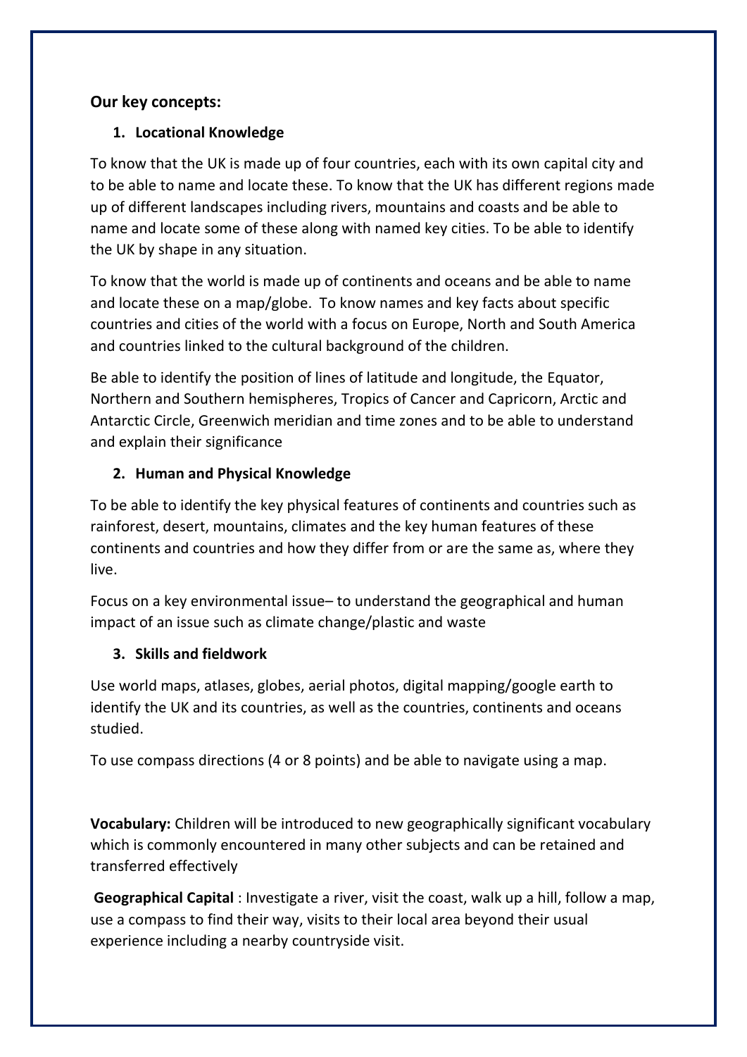**Our key concepts:**

1. **Locational Knowledge**

To know that the UK is made up of four countries, each with its own capital city and to be able to name and locate these. To know that the UK has different regions made up of different landscapes including rivers, mountains and coasts and be able to name and locate some of these along with named key cities. To be able to identify the UK by shape in any situation.

To know that the world is made up of continents and oceans and be able to name and locate these on a map/globe. To know names and key facts about specific countries and cities of the world with a focus on Europe, North and South America and countries linked to the cultural background of the children.

Be able to identify the position of lines of latitude and longitude, the Equator, Northern and Southern hemispheres, Tropics of Cancer and Capricorn, Arctic and Antarctic Circle, Greenwich meridian and time zones and to be able to understand and explain their significance

2. **Human and Physical Knowledge**

To be able to identify the key physical features of continents and countries such as rainforest, desert, mountains, climates and the key human features of these continents and countries and how they differ from or are the same as, where they live.

Focus on a key environmental issue– to understand the geographical and human impact of an issue such as climate change/plastic and waste

3. **Skills and fieldwork**

Use world maps, atlases, globes, aerial photos, digital mapping/google earth to identify the UK and its countries, as well as the countries, continents and oceans studied.

To use compass directions (4 or 8 points) and be able to navigate using a map.

**Vocabulary:** Children will be introduced to new geographically significant vocabulary which is commonly encountered in many other subjects and can be retained and transferred effectively

**Geographical Capital** : Investigate a river, visit the coast, walk up a hill, follow a map, use a compass to find their way, visits to their local area beyond their usual experience including a nearby countryside visit.